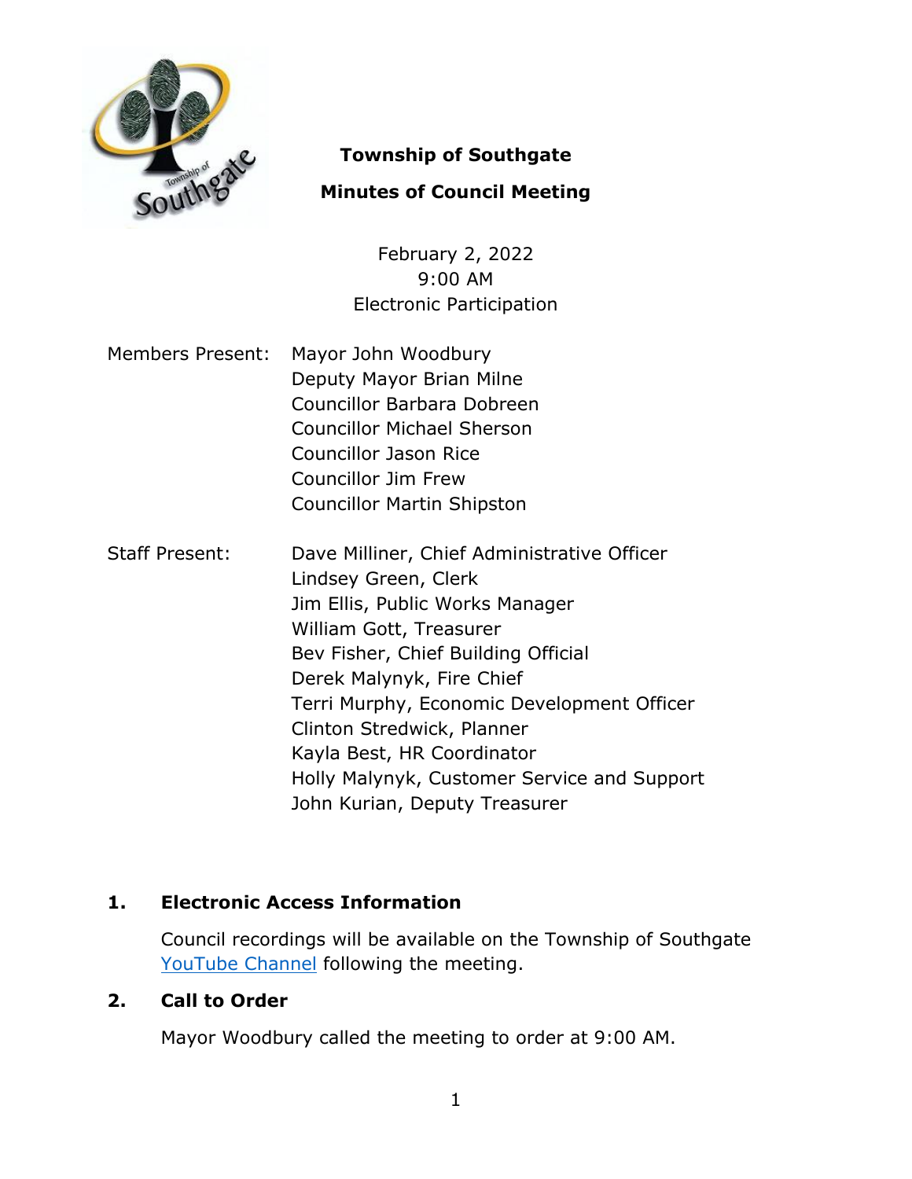# Township of Southgate

## Minutes of Council Meeting

February 2, 2022
9:00 AM
Electronic Participation

| Members Present: | Mayor John Woodbury |
|---|---|
| | Deputy Mayor Brian Milne |
| | Councillor Barbara Dobreen |
| | Councillor Michael Sherson |
| | Councillor Jason Rice |
| | Councillor Jim Frew |
| | Councillor Martin Shipston |

| Staff Present: | Dave Milliner, Chief Administrative Officer |
|---|---|
| | Lindsey Green, Clerk |
| | Jim Ellis, Public Works Manager |
| | William Gott, Treasurer |
| | Bev Fisher, Chief Building Official |
| | Derek Malynyk, Fire Chief |
| | Terri Murphy, Economic Development Officer |
| | Clinton Stredwick, Planner |
| | Kayla Best, HR Coordinator |
| | Holly Malynyk, Customer Service and Support |
| | John Kurian, Deputy Treasurer |

### 1. Electronic Access Information

Council recordings will be available on the Township of Southgate YouTube Channel following the meeting.

### 2. Call to Order

Mayor Woodbury called the meeting to order at 9:00 AM.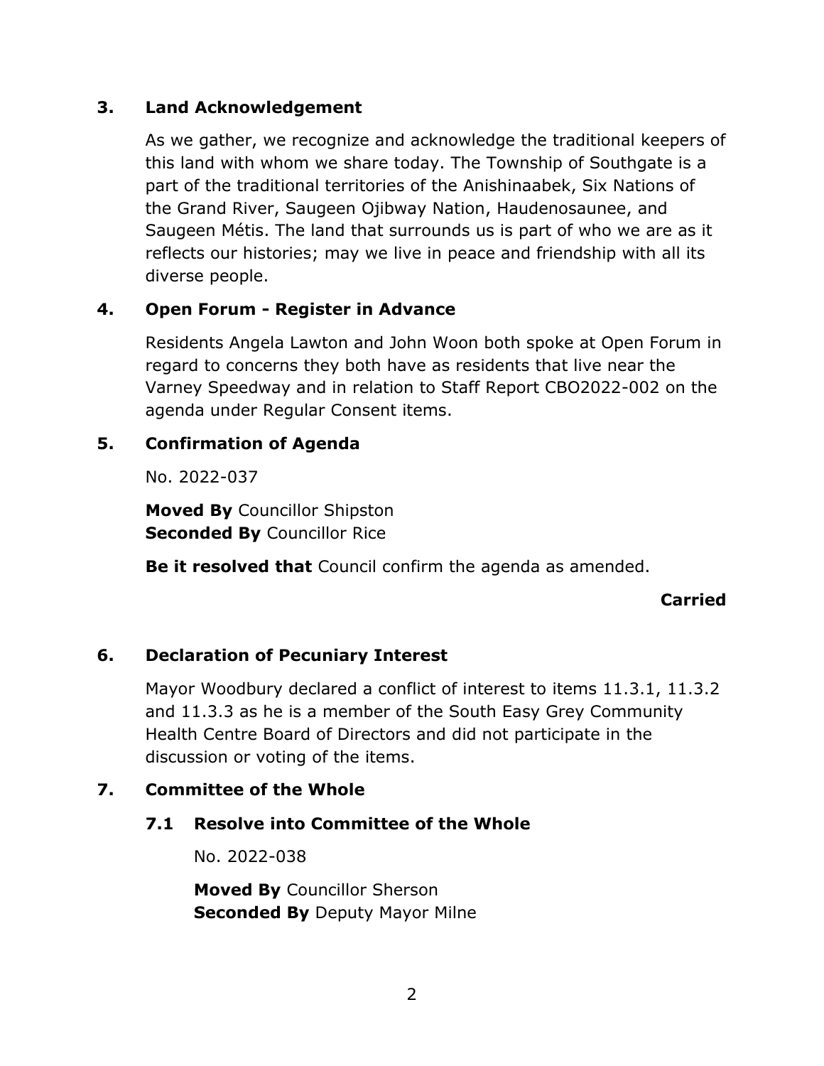## 3. Land Acknowledgement

As we gather, we recognize and acknowledge the traditional keepers of this land with whom we share today. The Township of Southgate is a part of the traditional territories of the Anishinaabek, Six Nations of the Grand River, Saugeen Ojibway Nation, Haudenosaunee, and Saugeen Métis. The land that surrounds us is part of who we are as it reflects our histories; may we live in peace and friendship with all its diverse people.

## 4. Open Forum - Register in Advance

Residents Angela Lawton and John Woon both spoke at Open Forum in regard to concerns they both have as residents that live near the Varney Speedway and in relation to Staff Report CBO2022-002 on the agenda under Regular Consent items.

## 5. Confirmation of Agenda

No. 2022-037

**Moved By** Councillor Shipston
**Seconded By** Councillor Rice

**Be it resolved that** Council confirm the agenda as amended.

**Carried**

## 6. Declaration of Pecuniary Interest

Mayor Woodbury declared a conflict of interest to items 11.3.1, 11.3.2 and 11.3.3 as he is a member of the South Easy Grey Community Health Centre Board of Directors and did not participate in the discussion or voting of the items.

## 7. Committee of the Whole

### 7.1 Resolve into Committee of the Whole

No. 2022-038

**Moved By** Councillor Sherson
**Seconded By** Deputy Mayor Milne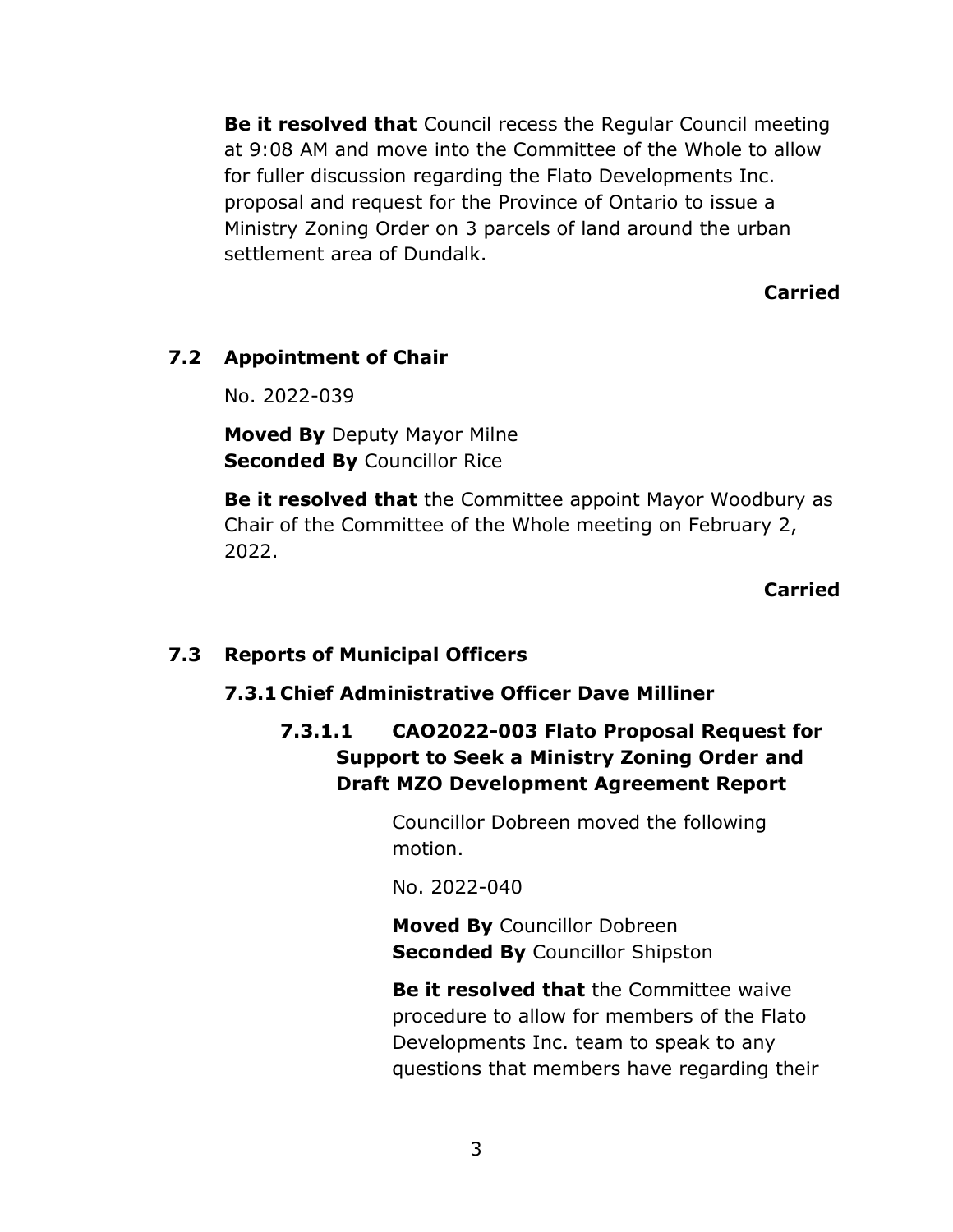**Be it resolved that** Council recess the Regular Council meeting at 9:08 AM and move into the Committee of the Whole to allow for fuller discussion regarding the Flato Developments Inc. proposal and request for the Province of Ontario to issue a Ministry Zoning Order on 3 parcels of land around the urban settlement area of Dundalk.

**Carried**

## 7.2 Appointment of Chair

No. 2022-039

**Moved By** Deputy Mayor Milne
**Seconded By** Councillor Rice

**Be it resolved that** the Committee appoint Mayor Woodbury as Chair of the Committee of the Whole meeting on February 2, 2022.

**Carried**

## 7.3 Reports of Municipal Officers

### 7.3.1 Chief Administrative Officer Dave Milliner

#### 7.3.1.1 CAO2022-003 Flato Proposal Request for Support to Seek a Ministry Zoning Order and Draft MZO Development Agreement Report

Councillor Dobreen moved the following motion.

No. 2022-040

**Moved By** Councillor Dobreen
**Seconded By** Councillor Shipston

**Be it resolved that** the Committee waive procedure to allow for members of the Flato Developments Inc. team to speak to any questions that members have regarding their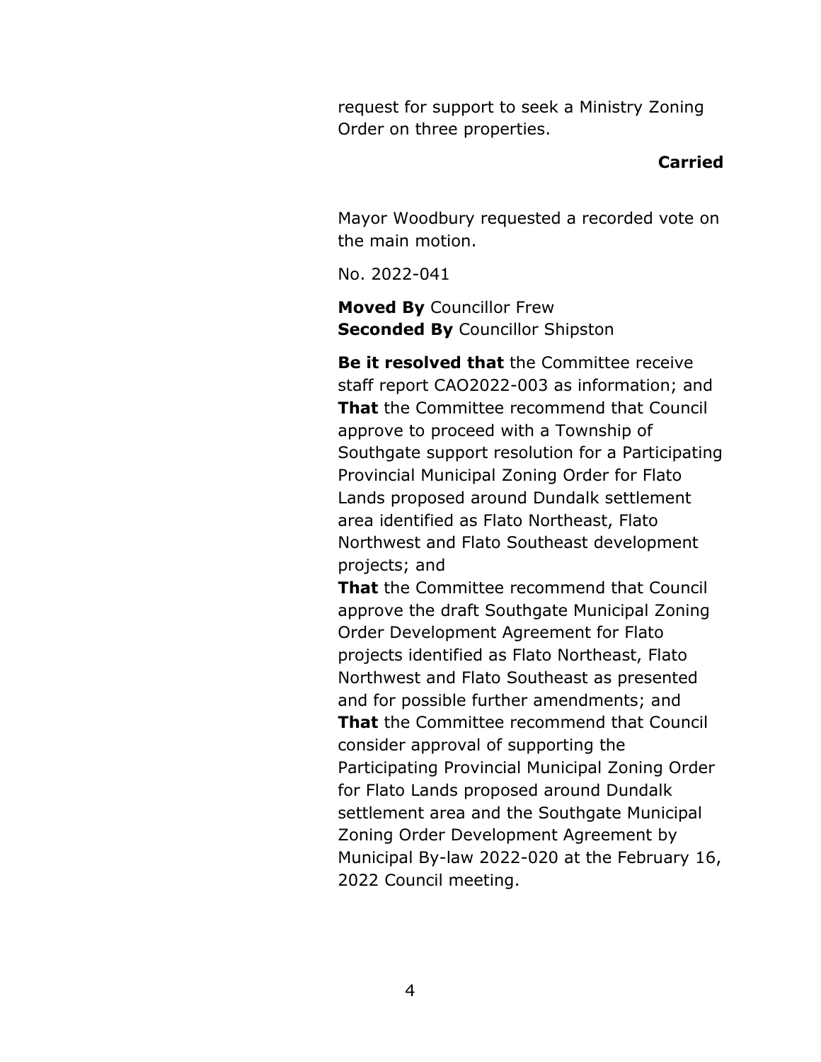request for support to seek a Ministry Zoning Order on three properties.

**Carried**

Mayor Woodbury requested a recorded vote on the main motion.

No. 2022-041

**Moved By** Councillor Frew
**Seconded By** Councillor Shipston

**Be it resolved that** the Committee receive staff report CAO2022-003 as information; and
**That** the Committee recommend that Council approve to proceed with a Township of Southgate support resolution for a Participating Provincial Municipal Zoning Order for Flato Lands proposed around Dundalk settlement area identified as Flato Northeast, Flato Northwest and Flato Southeast development projects; and
**That** the Committee recommend that Council approve the draft Southgate Municipal Zoning Order Development Agreement for Flato projects identified as Flato Northeast, Flato Northwest and Flato Southeast as presented and for possible further amendments; and
**That** the Committee recommend that Council consider approval of supporting the Participating Provincial Municipal Zoning Order for Flato Lands proposed around Dundalk settlement area and the Southgate Municipal Zoning Order Development Agreement by Municipal By-law 2022-020 at the February 16, 2022 Council meeting.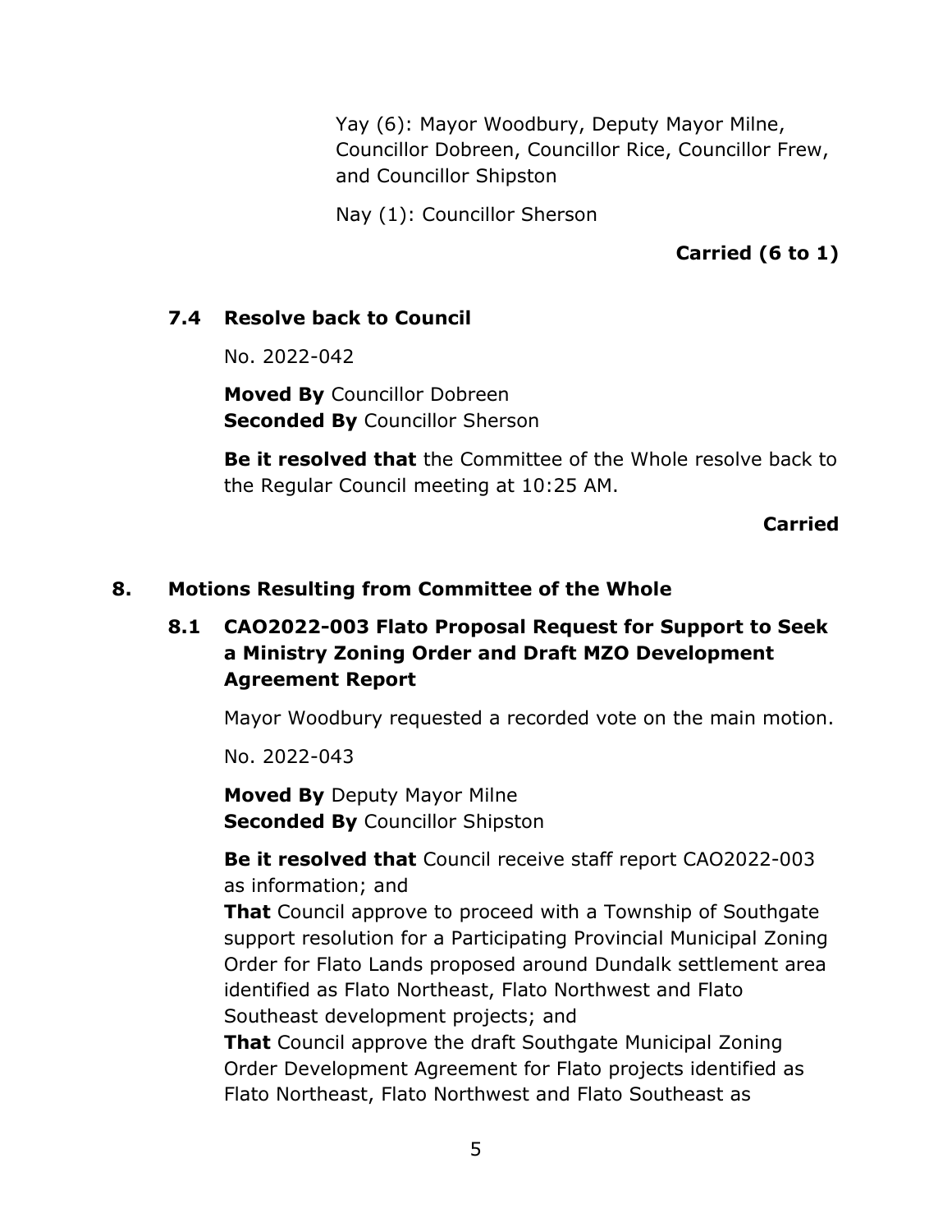Yay (6): Mayor Woodbury, Deputy Mayor Milne, Councillor Dobreen, Councillor Rice, Councillor Frew, and Councillor Shipston

Nay (1): Councillor Sherson

**Carried (6 to 1)**

### 7.4 Resolve back to Council

No. 2022-042

**Moved By** Councillor Dobreen
**Seconded By** Councillor Sherson

**Be it resolved that** the Committee of the Whole resolve back to the Regular Council meeting at 10:25 AM.

**Carried**

## 8. Motions Resulting from Committee of the Whole

### 8.1 CAO2022-003 Flato Proposal Request for Support to Seek a Ministry Zoning Order and Draft MZO Development Agreement Report

Mayor Woodbury requested a recorded vote on the main motion.

No. 2022-043

**Moved By** Deputy Mayor Milne
**Seconded By** Councillor Shipston

**Be it resolved that** Council receive staff report CAO2022-003 as information; and
**That** Council approve to proceed with a Township of Southgate support resolution for a Participating Provincial Municipal Zoning Order for Flato Lands proposed around Dundalk settlement area identified as Flato Northeast, Flato Northwest and Flato Southeast development projects; and
**That** Council approve the draft Southgate Municipal Zoning Order Development Agreement for Flato projects identified as Flato Northeast, Flato Northwest and Flato Southeast as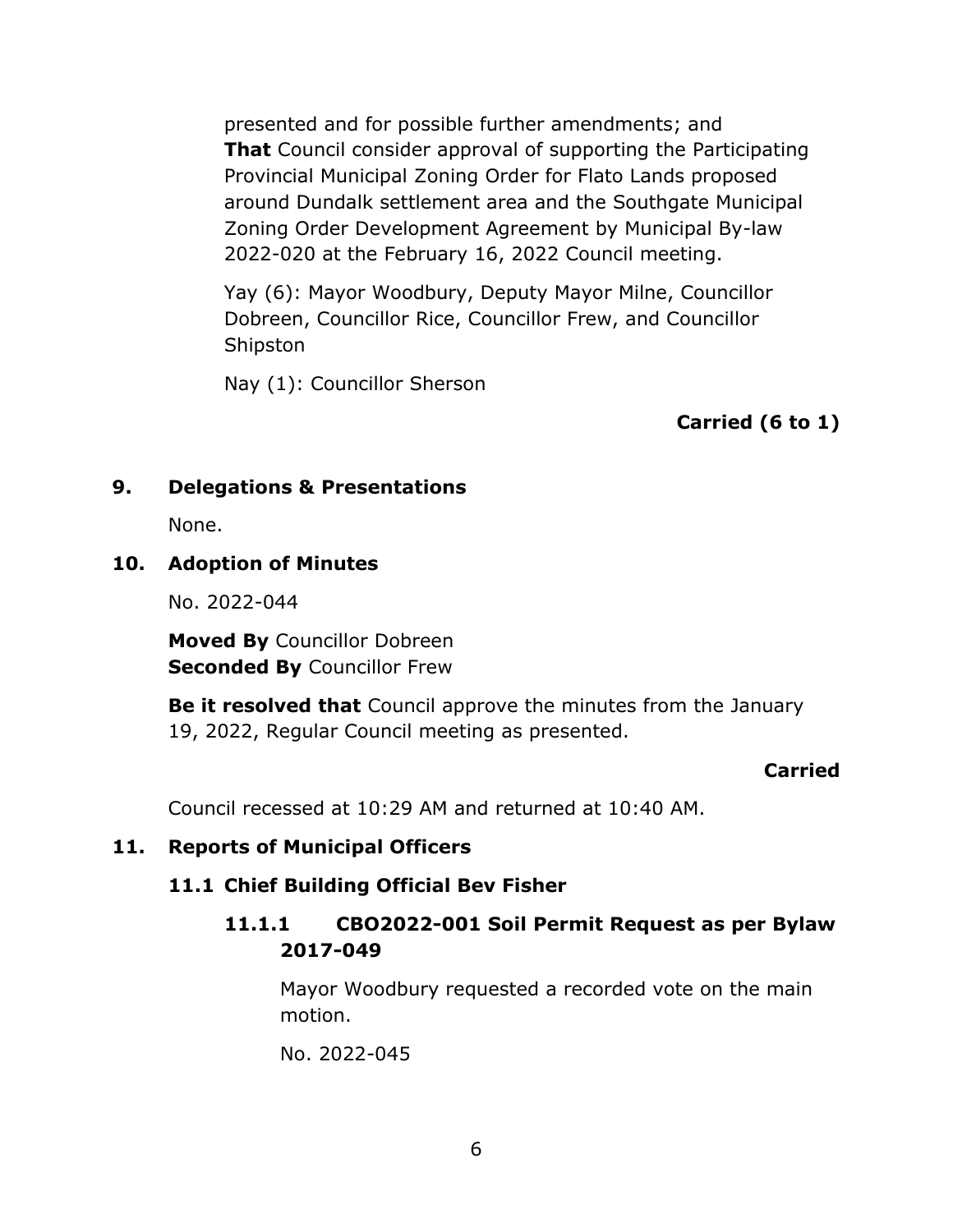presented and for possible further amendments; and
**That** Council consider approval of supporting the Participating Provincial Municipal Zoning Order for Flato Lands proposed around Dundalk settlement area and the Southgate Municipal Zoning Order Development Agreement by Municipal By-law 2022-020 at the February 16, 2022 Council meeting.

Yay (6): Mayor Woodbury, Deputy Mayor Milne, Councillor Dobreen, Councillor Rice, Councillor Frew, and Councillor Shipston

Nay (1): Councillor Sherson

**Carried (6 to 1)**

## 9. Delegations & Presentations

None.

## 10. Adoption of Minutes

No. 2022-044

**Moved By** Councillor Dobreen
**Seconded By** Councillor Frew

**Be it resolved that** Council approve the minutes from the January 19, 2022, Regular Council meeting as presented.

**Carried**

Council recessed at 10:29 AM and returned at 10:40 AM.

## 11. Reports of Municipal Officers

### 11.1 Chief Building Official Bev Fisher

#### 11.1.1 CBO2022-001 Soil Permit Request as per Bylaw 2017-049

Mayor Woodbury requested a recorded vote on the main motion.

No. 2022-045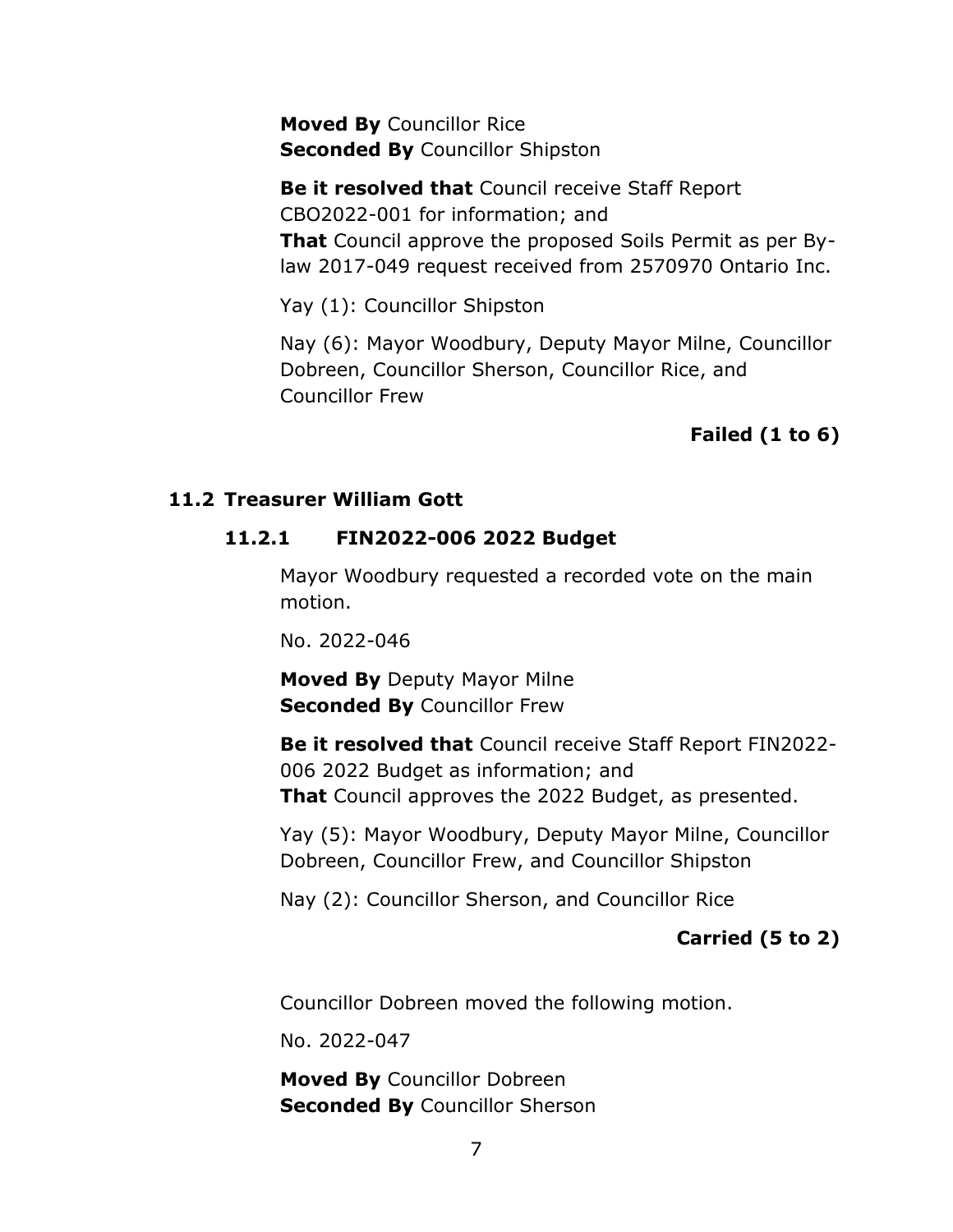**Moved By** Councillor Rice
**Seconded By** Councillor Shipston

**Be it resolved that** Council receive Staff Report CBO2022-001 for information; and
**That** Council approve the proposed Soils Permit as per By-law 2017-049 request received from 2570970 Ontario Inc.

Yay (1): Councillor Shipston

Nay (6): Mayor Woodbury, Deputy Mayor Milne, Councillor Dobreen, Councillor Sherson, Councillor Rice, and Councillor Frew

**Failed (1 to 6)**

### 11.2 Treasurer William Gott

#### 11.2.1 FIN2022-006 2022 Budget

Mayor Woodbury requested a recorded vote on the main motion.

No. 2022-046

**Moved By** Deputy Mayor Milne
**Seconded By** Councillor Frew

**Be it resolved that** Council receive Staff Report FIN2022-006 2022 Budget as information; and
**That** Council approves the 2022 Budget, as presented.

Yay (5): Mayor Woodbury, Deputy Mayor Milne, Councillor Dobreen, Councillor Frew, and Councillor Shipston

Nay (2): Councillor Sherson, and Councillor Rice

**Carried (5 to 2)**

Councillor Dobreen moved the following motion.

No. 2022-047

**Moved By** Councillor Dobreen
**Seconded By** Councillor Sherson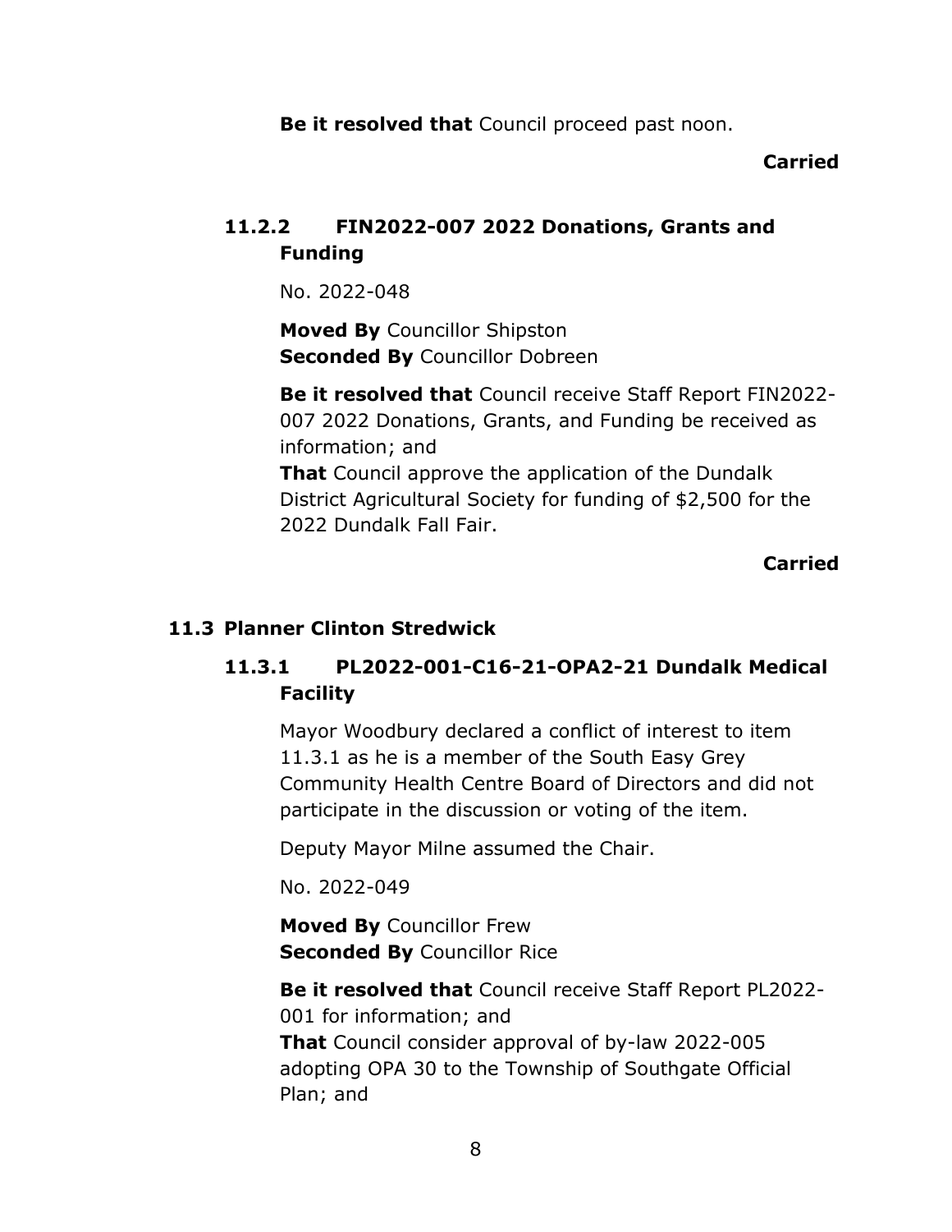**Be it resolved that** Council proceed past noon.

**Carried**

### 11.2.2 FIN2022-007 2022 Donations, Grants and Funding

No. 2022-048

**Moved By** Councillor Shipston
**Seconded By** Councillor Dobreen

**Be it resolved that** Council receive Staff Report FIN2022-007 2022 Donations, Grants, and Funding be received as information; and
**That** Council approve the application of the Dundalk District Agricultural Society for funding of $2,500 for the 2022 Dundalk Fall Fair.

**Carried**

## 11.3 Planner Clinton Stredwick

### 11.3.1 PL2022-001-C16-21-OPA2-21 Dundalk Medical Facility

Mayor Woodbury declared a conflict of interest to item 11.3.1 as he is a member of the South Easy Grey Community Health Centre Board of Directors and did not participate in the discussion or voting of the item.

Deputy Mayor Milne assumed the Chair.

No. 2022-049

**Moved By** Councillor Frew
**Seconded By** Councillor Rice

**Be it resolved that** Council receive Staff Report PL2022-001 for information; and
**That** Council consider approval of by-law 2022-005 adopting OPA 30 to the Township of Southgate Official Plan; and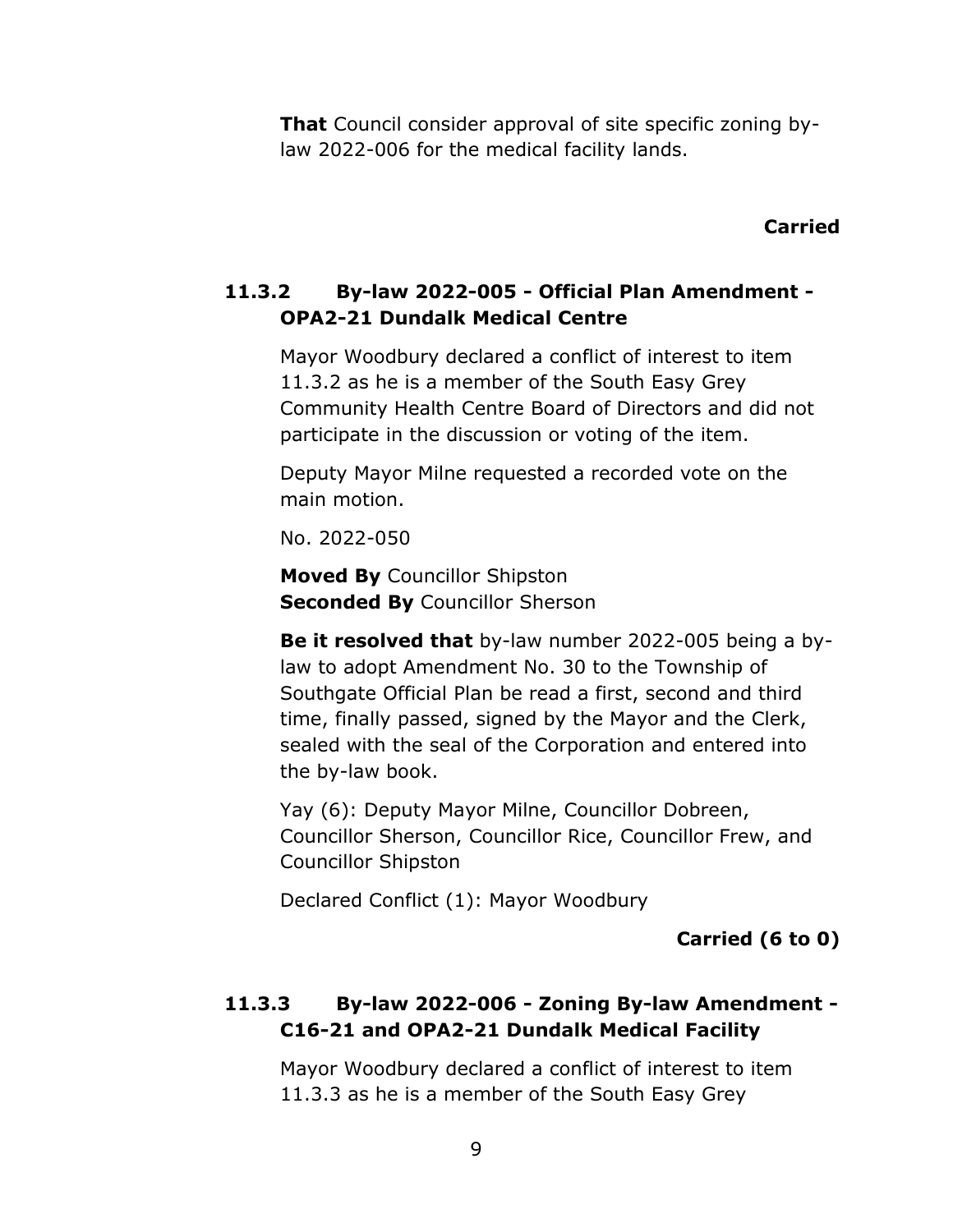**That** Council consider approval of site specific zoning by-law 2022-006 for the medical facility lands.

**Carried**

### 11.3.2 By-law 2022-005 - Official Plan Amendment - OPA2-21 Dundalk Medical Centre

Mayor Woodbury declared a conflict of interest to item 11.3.2 as he is a member of the South Easy Grey Community Health Centre Board of Directors and did not participate in the discussion or voting of the item.

Deputy Mayor Milne requested a recorded vote on the main motion.

No. 2022-050

**Moved By** Councillor Shipston
**Seconded By** Councillor Sherson

**Be it resolved that** by-law number 2022-005 being a by-law to adopt Amendment No. 30 to the Township of Southgate Official Plan be read a first, second and third time, finally passed, signed by the Mayor and the Clerk, sealed with the seal of the Corporation and entered into the by-law book.

Yay (6): Deputy Mayor Milne, Councillor Dobreen, Councillor Sherson, Councillor Rice, Councillor Frew, and Councillor Shipston

Declared Conflict (1): Mayor Woodbury

**Carried (6 to 0)**

### 11.3.3 By-law 2022-006 - Zoning By-law Amendment - C16-21 and OPA2-21 Dundalk Medical Facility

Mayor Woodbury declared a conflict of interest to item 11.3.3 as he is a member of the South Easy Grey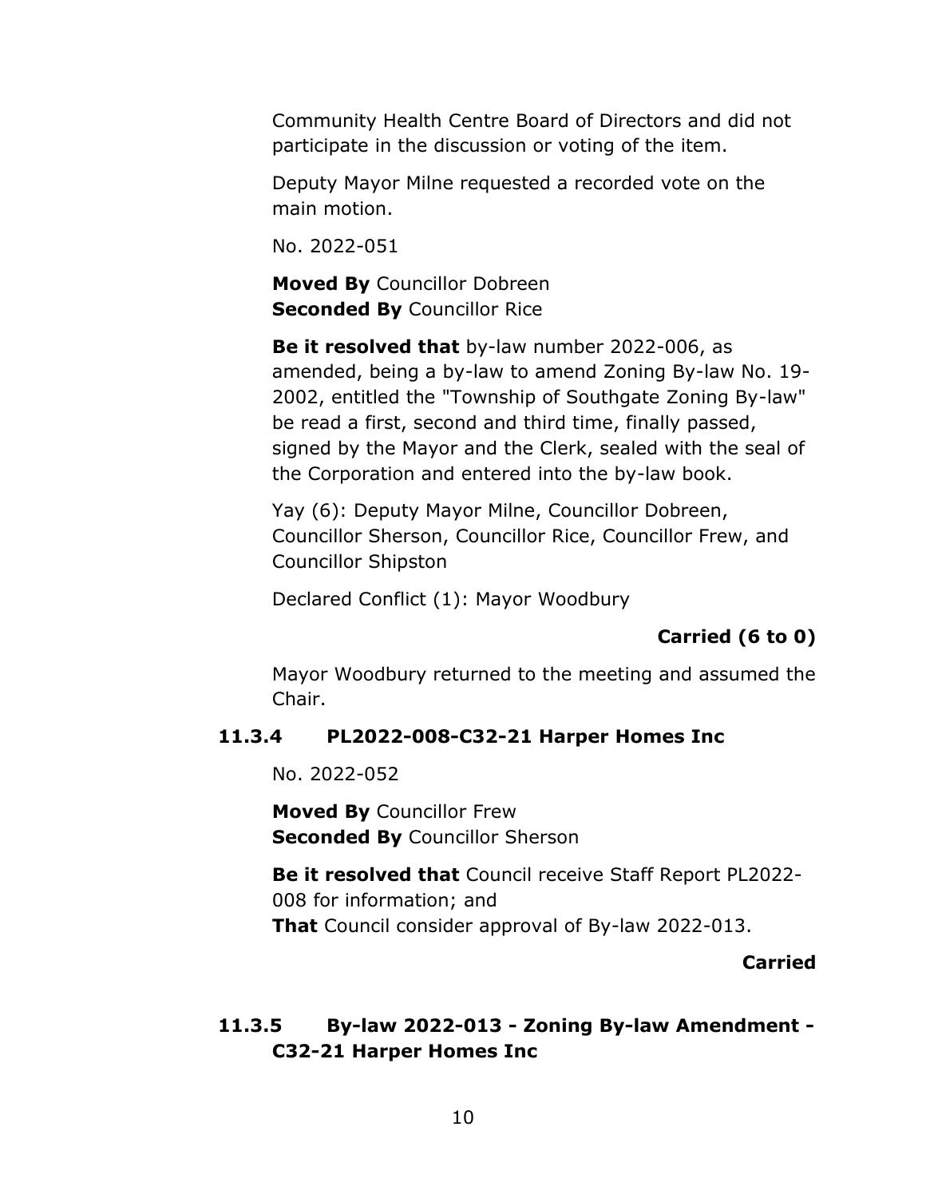Community Health Centre Board of Directors and did not participate in the discussion or voting of the item.

Deputy Mayor Milne requested a recorded vote on the main motion.

No. 2022-051

**Moved By** Councillor Dobreen
**Seconded By** Councillor Rice

**Be it resolved that** by-law number 2022-006, as amended, being a by-law to amend Zoning By-law No. 19-2002, entitled the "Township of Southgate Zoning By-law" be read a first, second and third time, finally passed, signed by the Mayor and the Clerk, sealed with the seal of the Corporation and entered into the by-law book.

Yay (6): Deputy Mayor Milne, Councillor Dobreen, Councillor Sherson, Councillor Rice, Councillor Frew, and Councillor Shipston

Declared Conflict (1): Mayor Woodbury

**Carried (6 to 0)**

Mayor Woodbury returned to the meeting and assumed the Chair.

### 11.3.4 PL2022-008-C32-21 Harper Homes Inc

No. 2022-052

**Moved By** Councillor Frew
**Seconded By** Councillor Sherson

**Be it resolved that** Council receive Staff Report PL2022-008 for information; and
**That** Council consider approval of By-law 2022-013.

**Carried**

### 11.3.5 By-law 2022-013 - Zoning By-law Amendment - C32-21 Harper Homes Inc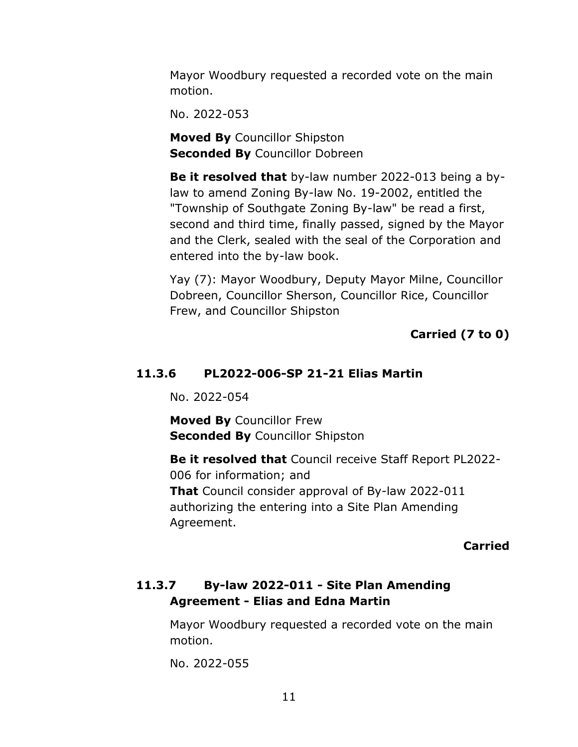Mayor Woodbury requested a recorded vote on the main motion.

No. 2022-053

**Moved By** Councillor Shipston
**Seconded By** Councillor Dobreen

**Be it resolved that** by-law number 2022-013 being a by-law to amend Zoning By-law No. 19-2002, entitled the "Township of Southgate Zoning By-law" be read a first, second and third time, finally passed, signed by the Mayor and the Clerk, sealed with the seal of the Corporation and entered into the by-law book.

Yay (7): Mayor Woodbury, Deputy Mayor Milne, Councillor Dobreen, Councillor Sherson, Councillor Rice, Councillor Frew, and Councillor Shipston

**Carried (7 to 0)**

### 11.3.6 PL2022-006-SP 21-21 Elias Martin

No. 2022-054

**Moved By** Councillor Frew
**Seconded By** Councillor Shipston

**Be it resolved that** Council receive Staff Report PL2022-006 for information; and
**That** Council consider approval of By-law 2022-011 authorizing the entering into a Site Plan Amending Agreement.

**Carried**

### 11.3.7 By-law 2022-011 - Site Plan Amending Agreement - Elias and Edna Martin

Mayor Woodbury requested a recorded vote on the main motion.

No. 2022-055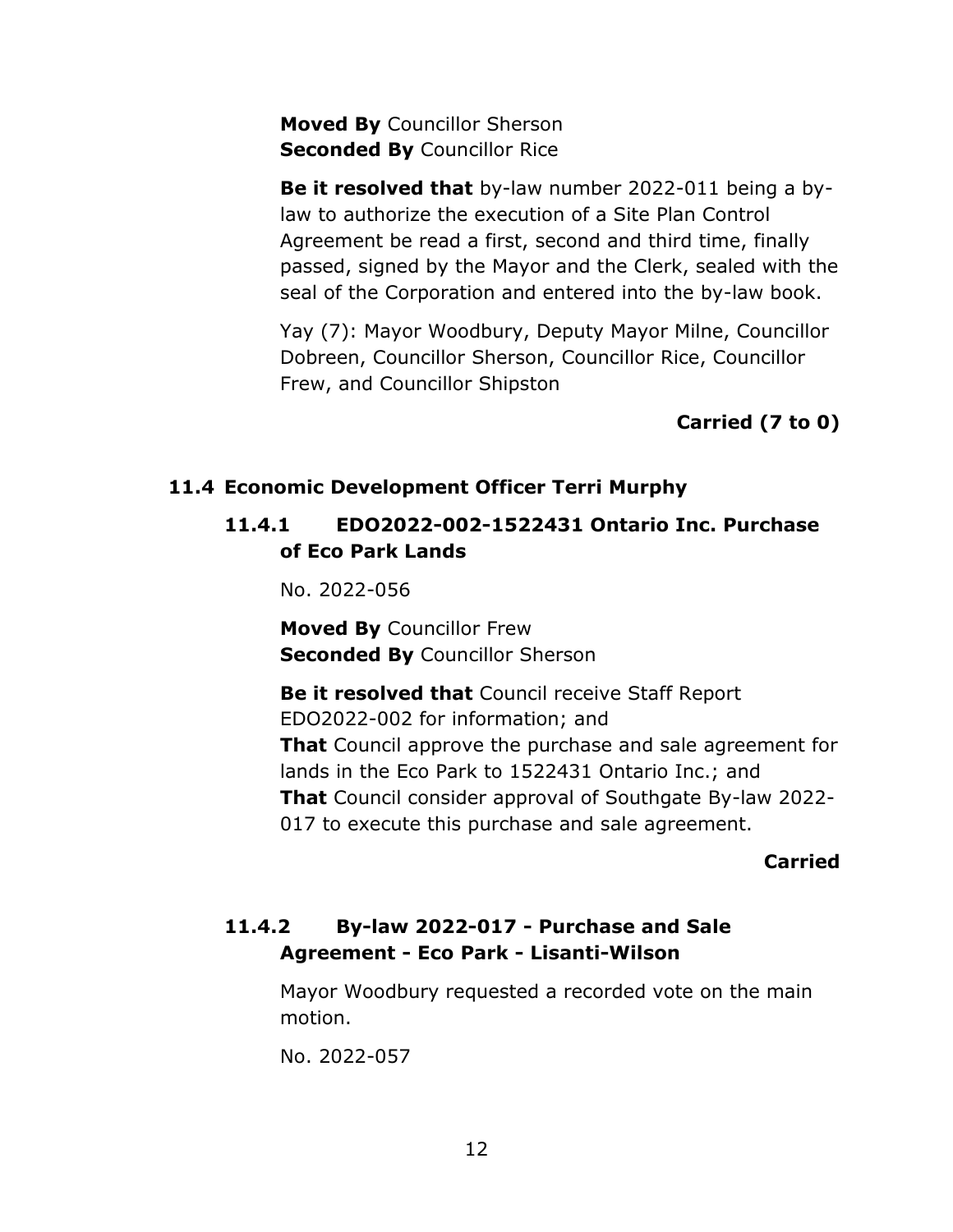**Moved By** Councillor Sherson
**Seconded By** Councillor Rice

**Be it resolved that** by-law number 2022-011 being a by-law to authorize the execution of a Site Plan Control Agreement be read a first, second and third time, finally passed, signed by the Mayor and the Clerk, sealed with the seal of the Corporation and entered into the by-law book.

Yay (7): Mayor Woodbury, Deputy Mayor Milne, Councillor Dobreen, Councillor Sherson, Councillor Rice, Councillor Frew, and Councillor Shipston

**Carried (7 to 0)**

## 11.4 Economic Development Officer Terri Murphy

### 11.4.1 EDO2022-002-1522431 Ontario Inc. Purchase of Eco Park Lands

No. 2022-056

**Moved By** Councillor Frew
**Seconded By** Councillor Sherson

**Be it resolved that** Council receive Staff Report EDO2022-002 for information; and
**That** Council approve the purchase and sale agreement for lands in the Eco Park to 1522431 Ontario Inc.; and
**That** Council consider approval of Southgate By-law 2022-017 to execute this purchase and sale agreement.

**Carried**

### 11.4.2 By-law 2022-017 - Purchase and Sale Agreement - Eco Park - Lisanti-Wilson

Mayor Woodbury requested a recorded vote on the main motion.

No. 2022-057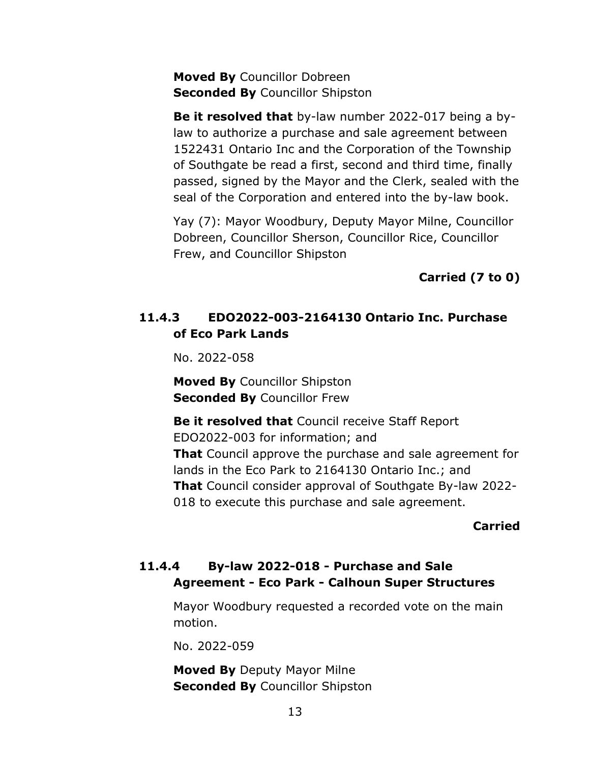**Moved By** Councillor Dobreen
**Seconded By** Councillor Shipston

**Be it resolved that** by-law number 2022-017 being a by-law to authorize a purchase and sale agreement between 1522431 Ontario Inc and the Corporation of the Township of Southgate be read a first, second and third time, finally passed, signed by the Mayor and the Clerk, sealed with the seal of the Corporation and entered into the by-law book.

Yay (7): Mayor Woodbury, Deputy Mayor Milne, Councillor Dobreen, Councillor Sherson, Councillor Rice, Councillor Frew, and Councillor Shipston

**Carried (7 to 0)**

### 11.4.3 EDO2022-003-2164130 Ontario Inc. Purchase of Eco Park Lands

No. 2022-058

**Moved By** Councillor Shipston
**Seconded By** Councillor Frew

**Be it resolved that** Council receive Staff Report EDO2022-003 for information; and
**That** Council approve the purchase and sale agreement for lands in the Eco Park to 2164130 Ontario Inc.; and
**That** Council consider approval of Southgate By-law 2022-018 to execute this purchase and sale agreement.

**Carried**

### 11.4.4 By-law 2022-018 - Purchase and Sale Agreement - Eco Park - Calhoun Super Structures

Mayor Woodbury requested a recorded vote on the main motion.

No. 2022-059

**Moved By** Deputy Mayor Milne
**Seconded By** Councillor Shipston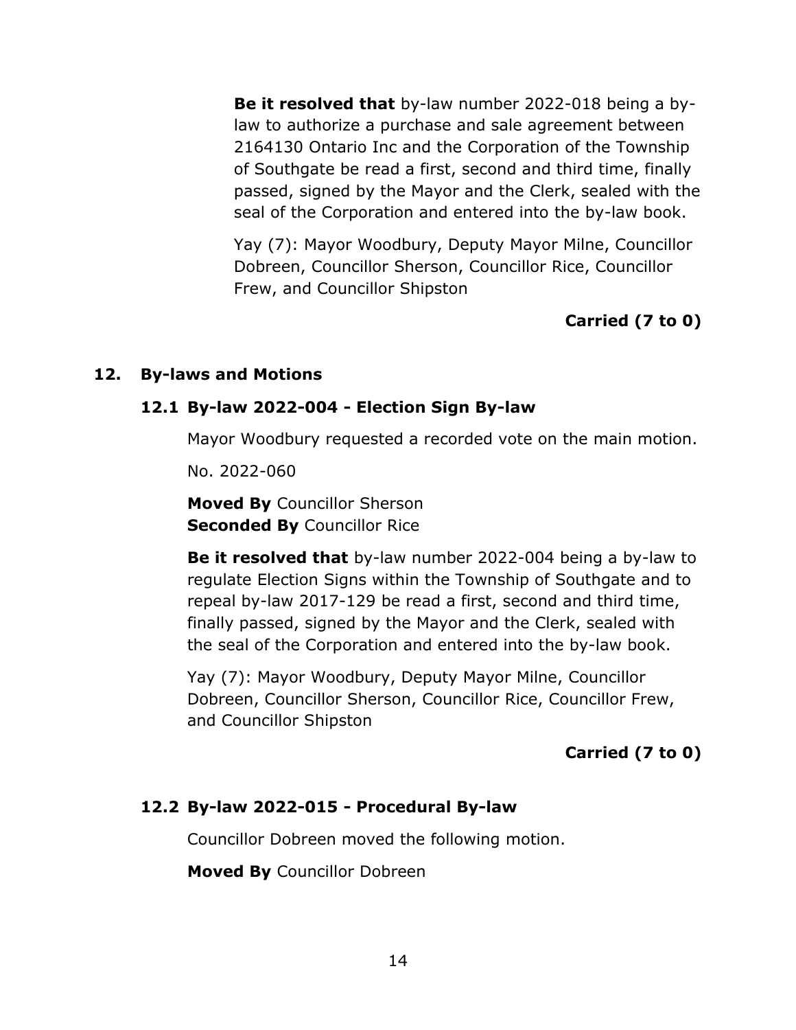**Be it resolved that** by-law number 2022-018 being a by-law to authorize a purchase and sale agreement between 2164130 Ontario Inc and the Corporation of the Township of Southgate be read a first, second and third time, finally passed, signed by the Mayor and the Clerk, sealed with the seal of the Corporation and entered into the by-law book.

Yay (7): Mayor Woodbury, Deputy Mayor Milne, Councillor Dobreen, Councillor Sherson, Councillor Rice, Councillor Frew, and Councillor Shipston

**Carried (7 to 0)**

## 12. By-laws and Motions

### 12.1 By-law 2022-004 - Election Sign By-law

Mayor Woodbury requested a recorded vote on the main motion.

No. 2022-060

**Moved By** Councillor Sherson
**Seconded By** Councillor Rice

**Be it resolved that** by-law number 2022-004 being a by-law to regulate Election Signs within the Township of Southgate and to repeal by-law 2017-129 be read a first, second and third time, finally passed, signed by the Mayor and the Clerk, sealed with the seal of the Corporation and entered into the by-law book.

Yay (7): Mayor Woodbury, Deputy Mayor Milne, Councillor Dobreen, Councillor Sherson, Councillor Rice, Councillor Frew, and Councillor Shipston

**Carried (7 to 0)**

### 12.2 By-law 2022-015 - Procedural By-law

Councillor Dobreen moved the following motion.

**Moved By** Councillor Dobreen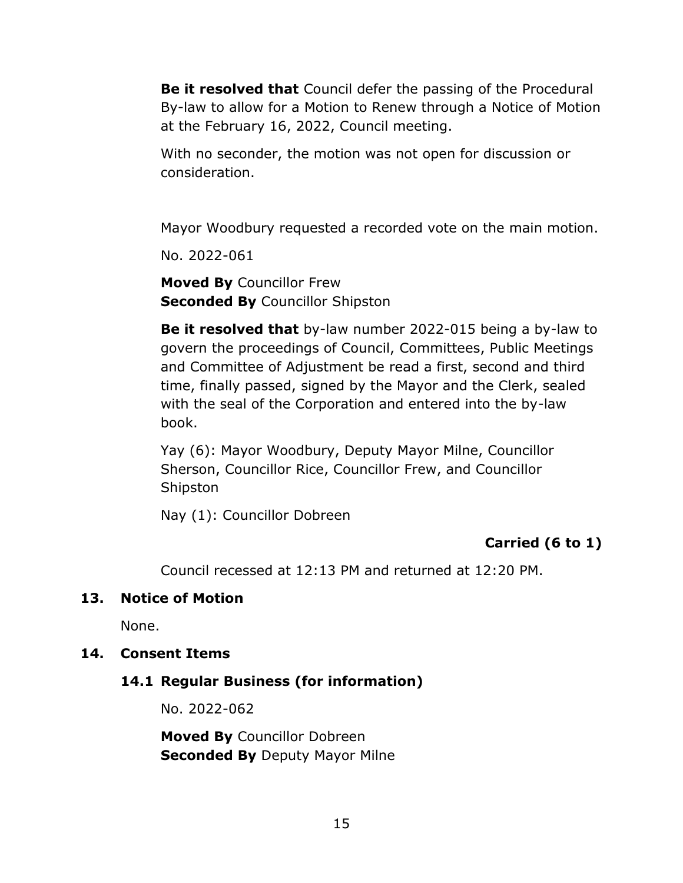**Be it resolved that** Council defer the passing of the Procedural By-law to allow for a Motion to Renew through a Notice of Motion at the February 16, 2022, Council meeting.

With no seconder, the motion was not open for discussion or consideration.

Mayor Woodbury requested a recorded vote on the main motion.

No. 2022-061

**Moved By** Councillor Frew
**Seconded By** Councillor Shipston

**Be it resolved that** by-law number 2022-015 being a by-law to govern the proceedings of Council, Committees, Public Meetings and Committee of Adjustment be read a first, second and third time, finally passed, signed by the Mayor and the Clerk, sealed with the seal of the Corporation and entered into the by-law book.

Yay (6): Mayor Woodbury, Deputy Mayor Milne, Councillor Sherson, Councillor Rice, Councillor Frew, and Councillor Shipston

Nay (1): Councillor Dobreen

**Carried (6 to 1)**

Council recessed at 12:13 PM and returned at 12:20 PM.

## 13. Notice of Motion

None.

## 14. Consent Items

### 14.1 Regular Business (for information)

No. 2022-062

**Moved By** Councillor Dobreen
**Seconded By** Deputy Mayor Milne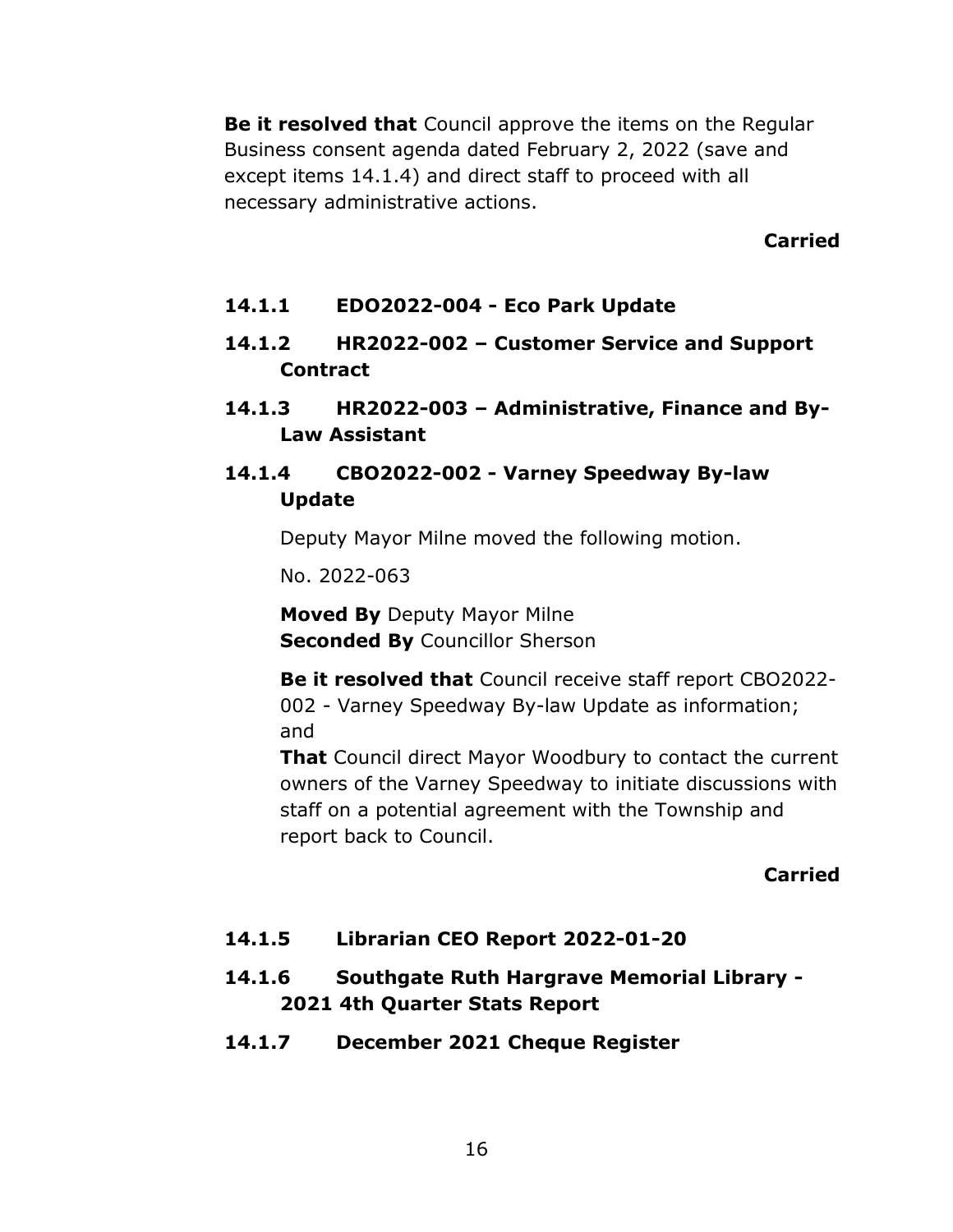**Be it resolved that** Council approve the items on the Regular Business consent agenda dated February 2, 2022 (save and except items 14.1.4) and direct staff to proceed with all necessary administrative actions.

**Carried**

### 14.1.1 EDO2022-004 - Eco Park Update

### 14.1.2 HR2022-002 – Customer Service and Support Contract

### 14.1.3 HR2022-003 – Administrative, Finance and By-Law Assistant

### 14.1.4 CBO2022-002 - Varney Speedway By-law Update

Deputy Mayor Milne moved the following motion.

No. 2022-063

**Moved By** Deputy Mayor Milne
**Seconded By** Councillor Sherson

**Be it resolved that** Council receive staff report CBO2022-002 - Varney Speedway By-law Update as information; and

**That** Council direct Mayor Woodbury to contact the current owners of the Varney Speedway to initiate discussions with staff on a potential agreement with the Township and report back to Council.

**Carried**

### 14.1.5 Librarian CEO Report 2022-01-20

### 14.1.6 Southgate Ruth Hargrave Memorial Library - 2021 4th Quarter Stats Report

### 14.1.7 December 2021 Cheque Register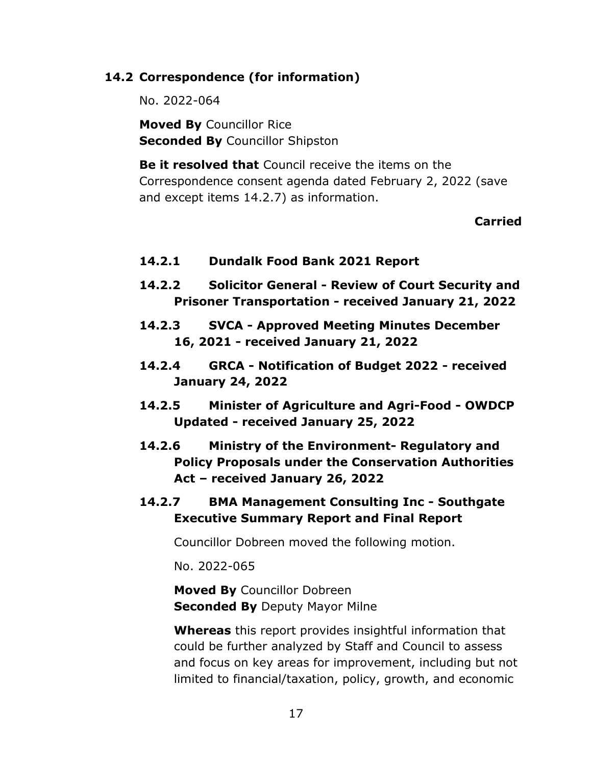### 14.2 Correspondence (for information)

No. 2022-064

**Moved By** Councillor Rice
**Seconded By** Councillor Shipston

**Be it resolved that** Council receive the items on the Correspondence consent agenda dated February 2, 2022 (save and except items 14.2.7) as information.

**Carried**

#### 14.2.1 Dundalk Food Bank 2021 Report

#### 14.2.2 Solicitor General - Review of Court Security and Prisoner Transportation - received January 21, 2022

#### 14.2.3 SVCA - Approved Meeting Minutes December 16, 2021 - received January 21, 2022

#### 14.2.4 GRCA - Notification of Budget 2022 - received January 24, 2022

#### 14.2.5 Minister of Agriculture and Agri-Food - OWDCP Updated - received January 25, 2022

#### 14.2.6 Ministry of the Environment- Regulatory and Policy Proposals under the Conservation Authorities Act – received January 26, 2022

#### 14.2.7 BMA Management Consulting Inc - Southgate Executive Summary Report and Final Report

Councillor Dobreen moved the following motion.

No. 2022-065

**Moved By** Councillor Dobreen
**Seconded By** Deputy Mayor Milne

**Whereas** this report provides insightful information that could be further analyzed by Staff and Council to assess and focus on key areas for improvement, including but not limited to financial/taxation, policy, growth, and economic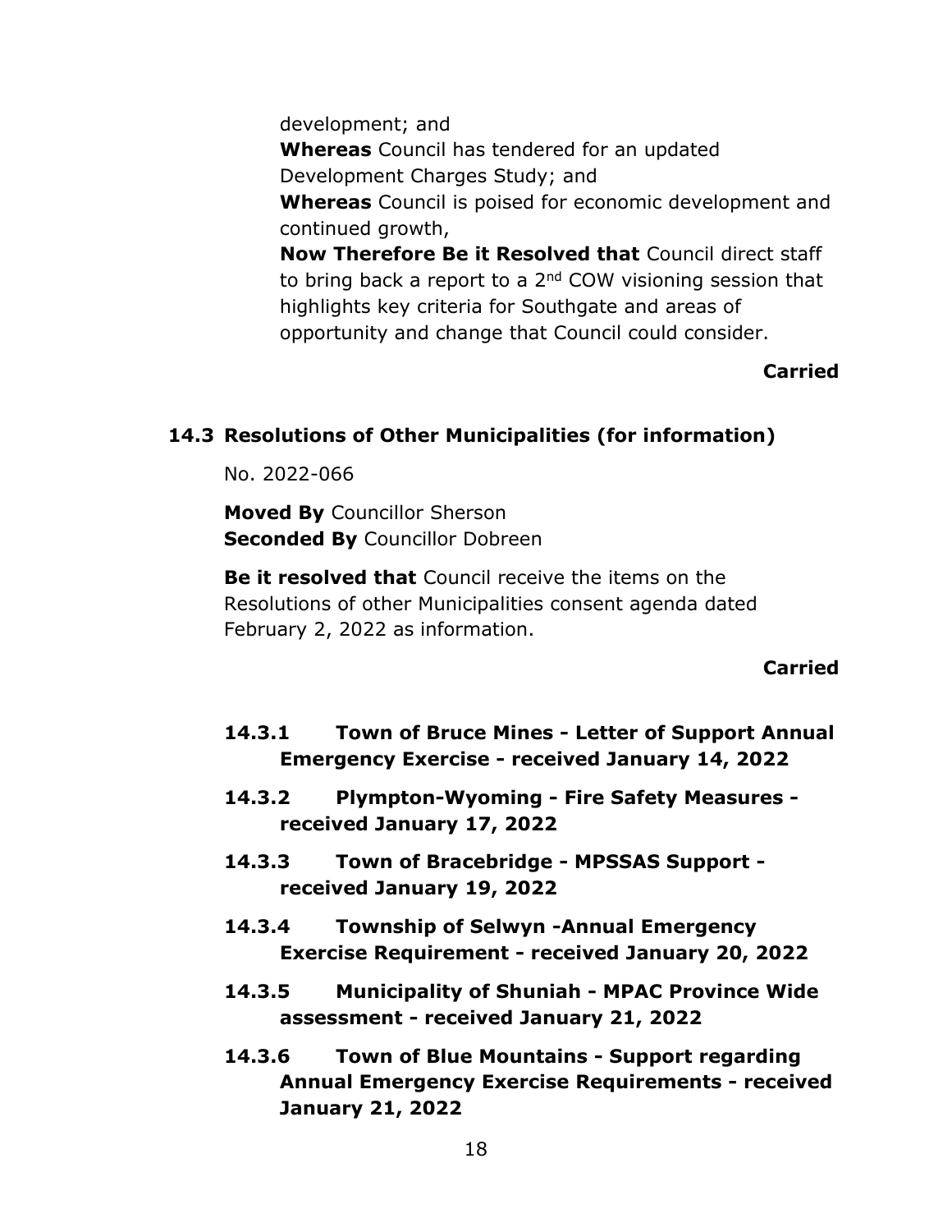development; and

**Whereas** Council has tendered for an updated Development Charges Study; and

**Whereas** Council is poised for economic development and continued growth,

**Now Therefore Be it Resolved that** Council direct staff to bring back a report to a 2nd COW visioning session that highlights key criteria for Southgate and areas of opportunity and change that Council could consider.

**Carried**

## 14.3 Resolutions of Other Municipalities (for information)

No. 2022-066

**Moved By** Councillor Sherson
**Seconded By** Councillor Dobreen

**Be it resolved that** Council receive the items on the Resolutions of other Municipalities consent agenda dated February 2, 2022 as information.

**Carried**

### 14.3.1 Town of Bruce Mines - Letter of Support Annual Emergency Exercise - received January 14, 2022

### 14.3.2 Plympton-Wyoming - Fire Safety Measures - received January 17, 2022

### 14.3.3 Town of Bracebridge - MPSSAS Support - received January 19, 2022

### 14.3.4 Township of Selwyn -Annual Emergency Exercise Requirement - received January 20, 2022

### 14.3.5 Municipality of Shuniah - MPAC Province Wide assessment - received January 21, 2022

### 14.3.6 Town of Blue Mountains - Support regarding Annual Emergency Exercise Requirements - received January 21, 2022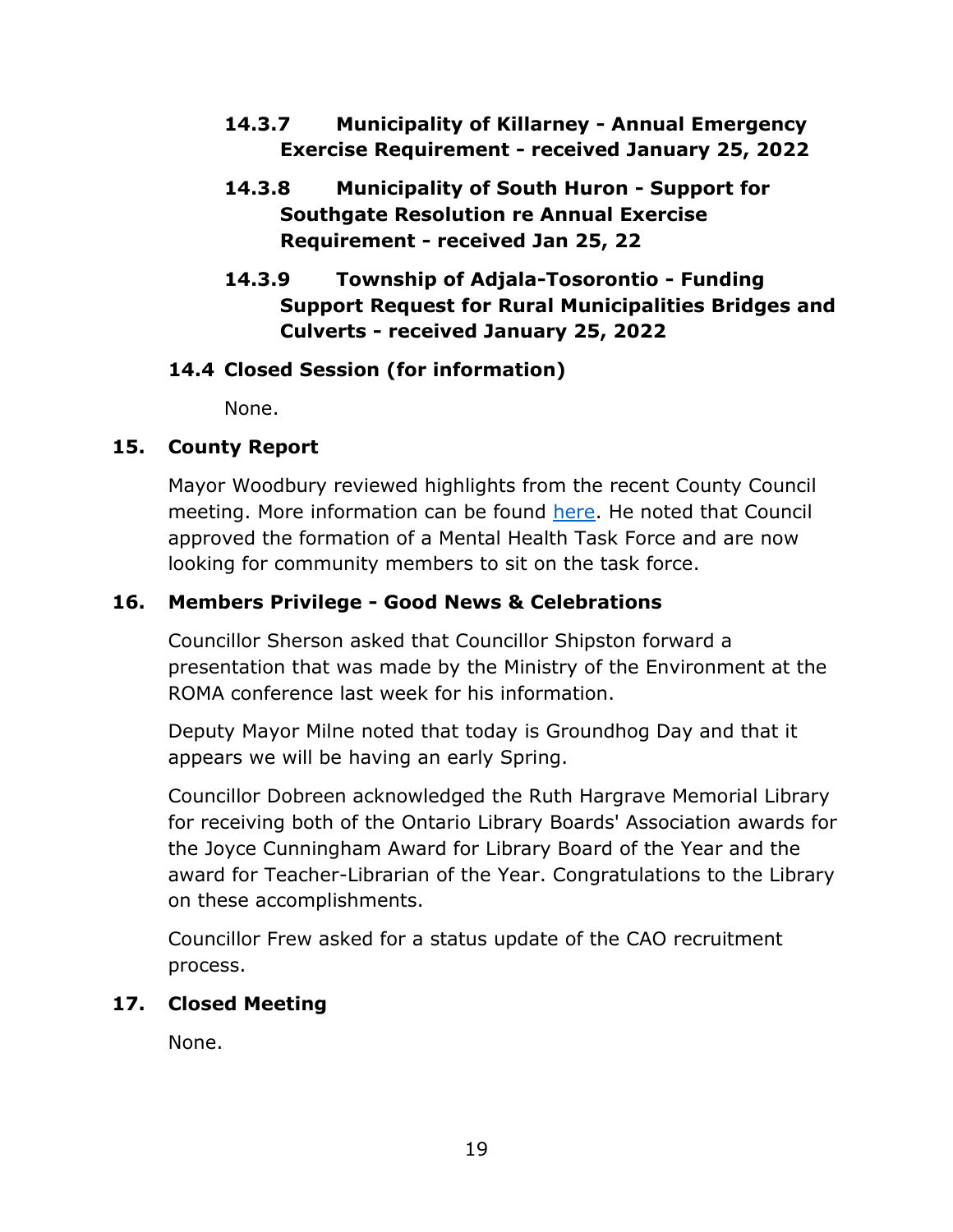#### 14.3.7 Municipality of Killarney - Annual Emergency Exercise Requirement - received January 25, 2022

#### 14.3.8 Municipality of South Huron - Support for Southgate Resolution re Annual Exercise Requirement - received Jan 25, 22

#### 14.3.9 Township of Adjala-Tosorontio - Funding Support Request for Rural Municipalities Bridges and Culverts - received January 25, 2022

### 14.4 Closed Session (for information)

None.

## 15. County Report

Mayor Woodbury reviewed highlights from the recent County Council meeting. More information can be found here. He noted that Council approved the formation of a Mental Health Task Force and are now looking for community members to sit on the task force.

## 16. Members Privilege - Good News & Celebrations

Councillor Sherson asked that Councillor Shipston forward a presentation that was made by the Ministry of the Environment at the ROMA conference last week for his information.

Deputy Mayor Milne noted that today is Groundhog Day and that it appears we will be having an early Spring.

Councillor Dobreen acknowledged the Ruth Hargrave Memorial Library for receiving both of the Ontario Library Boards' Association awards for the Joyce Cunningham Award for Library Board of the Year and the award for Teacher-Librarian of the Year. Congratulations to the Library on these accomplishments.

Councillor Frew asked for a status update of the CAO recruitment process.

## 17. Closed Meeting

None.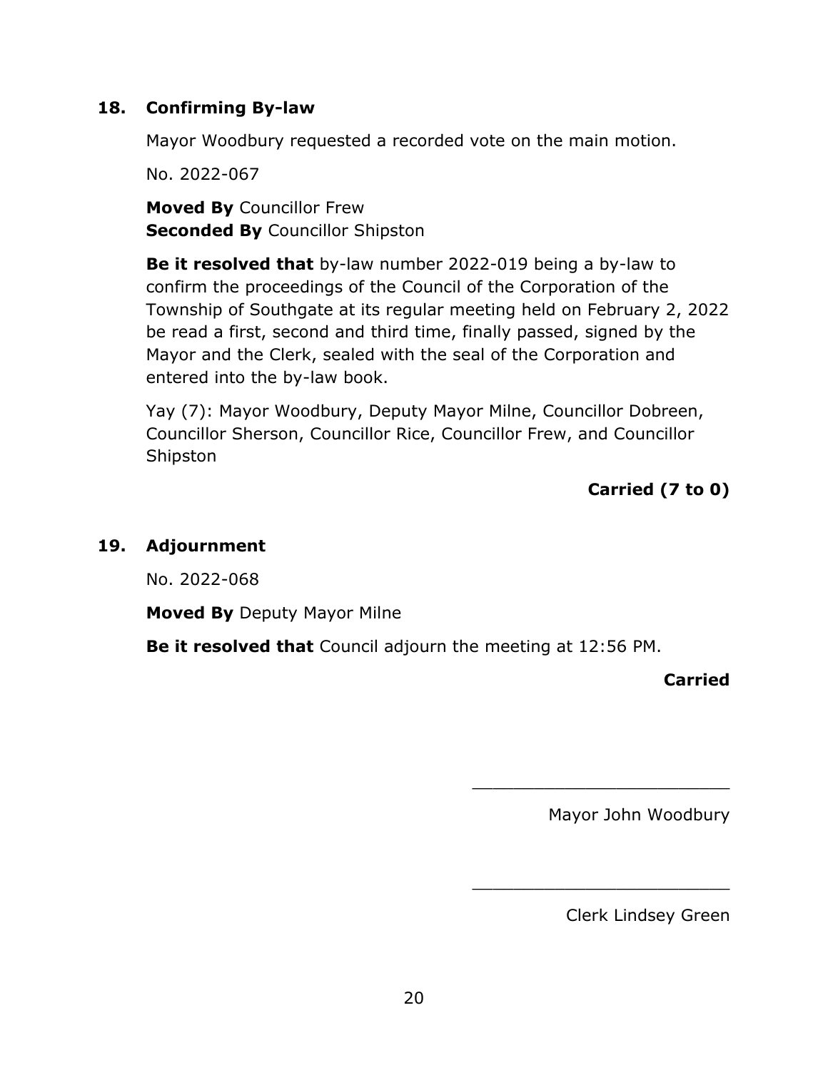## 18. Confirming By-law

Mayor Woodbury requested a recorded vote on the main motion.

No. 2022-067

**Moved By** Councillor Frew
**Seconded By** Councillor Shipston

**Be it resolved that** by-law number 2022-019 being a by-law to confirm the proceedings of the Council of the Corporation of the Township of Southgate at its regular meeting held on February 2, 2022 be read a first, second and third time, finally passed, signed by the Mayor and the Clerk, sealed with the seal of the Corporation and entered into the by-law book.

Yay (7): Mayor Woodbury, Deputy Mayor Milne, Councillor Dobreen, Councillor Sherson, Councillor Rice, Councillor Frew, and Councillor Shipston

**Carried (7 to 0)**

## 19. Adjournment

No. 2022-068

**Moved By** Deputy Mayor Milne

**Be it resolved that** Council adjourn the meeting at 12:56 PM.

**Carried**

_________________________

Mayor John Woodbury

_________________________

Clerk Lindsey Green